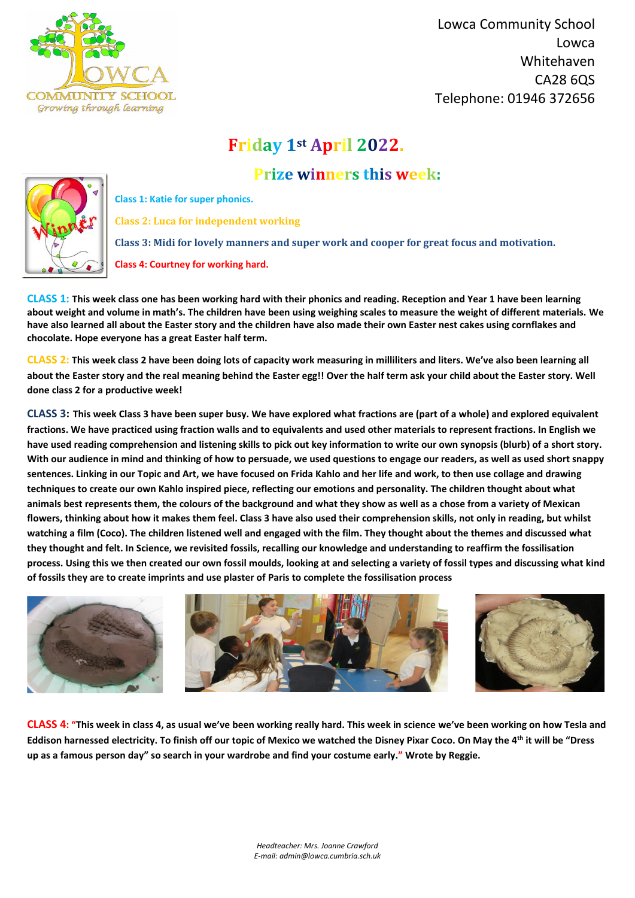Lowca Community School
Lowca
Whitehaven
CA28 6QS
Telephone: 01946 372656

# Friday 1st April 2022.

## Prize winners this week:

**Class 1: Katie for super phonics.**

**Class 2: Luca for independent working**

**Class 3: Midi for lovely manners and super work and cooper for great focus and motivation.**

**Class 4: Courtney for working hard.**

**CLASS 1:** **This week class one has been working hard with their phonics and reading. Reception and Year 1 have been learning about weight and volume in math's. The children have been using weighing scales to measure the weight of different materials. We have also learned all about the Easter story and the children have also made their own Easter nest cakes using cornflakes and chocolate. Hope everyone has a great Easter half term.**

**CLASS 2:** **This week class 2 have been doing lots of capacity work measuring in milliliters and liters. We've also been learning all about the Easter story and the real meaning behind the Easter egg!! Over the half term ask your child about the Easter story. Well done class 2 for a productive week!**

**CLASS 3:** **This week Class 3 have been super busy. We have explored what fractions are (part of a whole) and explored equivalent fractions. We have practiced using fraction walls and to equivalents and used other materials to represent fractions. In English we have used reading comprehension and listening skills to pick out key information to write our own synopsis (blurb) of a short story. With our audience in mind and thinking of how to persuade, we used questions to engage our readers, as well as used short snappy sentences. Linking in our Topic and Art, we have focused on Frida Kahlo and her life and work, to then use collage and drawing techniques to create our own Kahlo inspired piece, reflecting our emotions and personality. The children thought about what animals best represents them, the colours of the background and what they show as well as a chose from a variety of Mexican flowers, thinking about how it makes them feel. Class 3 have also used their comprehension skills, not only in reading, but whilst watching a film (Coco). The children listened well and engaged with the film. They thought about the themes and discussed what they thought and felt. In Science, we revisited fossils, recalling our knowledge and understanding to reaffirm the fossilisation process. Using this we then created our own fossil moulds, looking at and selecting a variety of fossil types and discussing what kind of fossils they are to create imprints and use plaster of Paris to complete the fossilisation process**

**CLASS 4: "This week in class 4, as usual we've been working really hard. This week in science we've been working on how Tesla and Eddison harnessed electricity. To finish off our topic of Mexico we watched the Disney Pixar Coco. On May the 4th it will be "Dress up as a famous person day" so search in your wardrobe and find your costume early." Wrote by Reggie.**

*Headteacher: Mrs. Joanne Crawford*
*E-mail: admin@lowca.cumbria.sch.uk*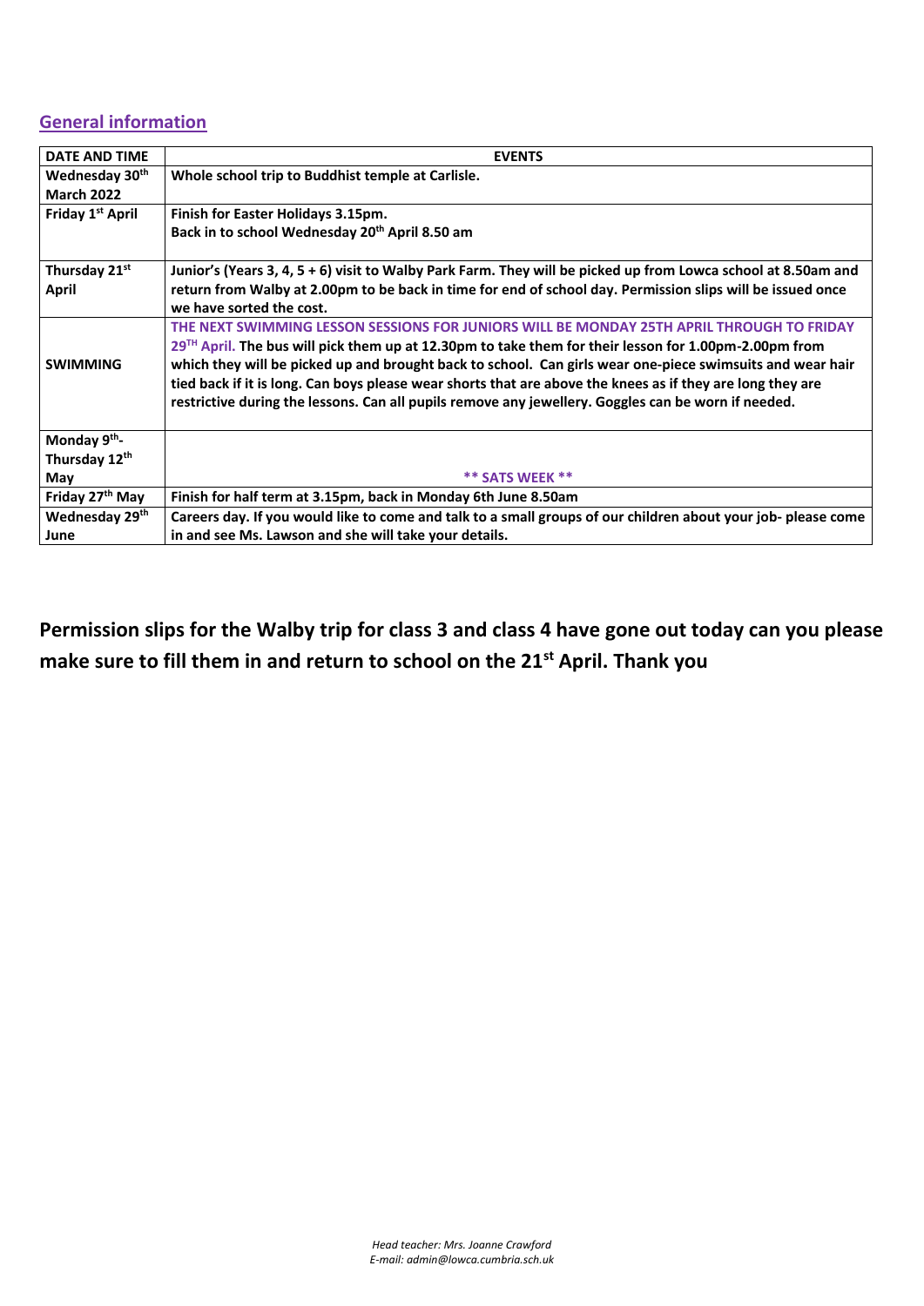## General information

| DATE AND TIME | EVENTS |
|---|---|
| Wednesday 30th March 2022 | Whole school trip to Buddhist temple at Carlisle. |
| Friday 1st April | Finish for Easter Holidays 3.15pm.<br>Back in to school Wednesday 20th April 8.50 am |
| Thursday 21st April | Junior's (Years 3, 4, 5 + 6) visit to Walby Park Farm. They will be picked up from Lowca school at 8.50am and return from Walby at 2.00pm to be back in time for end of school day. Permission slips will be issued once we have sorted the cost. |
| SWIMMING | THE NEXT SWIMMING LESSON SESSIONS FOR JUNIORS WILL BE MONDAY 25TH APRIL THROUGH TO FRIDAY 29TH April. The bus will pick them up at 12.30pm to take them for their lesson for 1.00pm-2.00pm from which they will be picked up and brought back to school. Can girls wear one-piece swimsuits and wear hair tied back if it is long. Can boys please wear shorts that are above the knees as if they are long they are restrictive during the lessons. Can all pupils remove any jewellery. Goggles can be worn if needed. |
| Monday 9th-Thursday 12th May | ** SATS WEEK ** |
| Friday 27th May | Finish for half term at 3.15pm, back in Monday 6th June 8.50am |
| Wednesday 29th June | Careers day. If you would like to come and talk to a small groups of our children about your job- please come in and see Ms. Lawson and she will take your details. |

**Permission slips for the Walby trip for class 3 and class 4 have gone out today can you please make sure to fill them in and return to school on the 21st April. Thank you**

*Head teacher: Mrs. Joanne Crawford*
*E-mail: admin@lowca.cumbria.sch.uk*